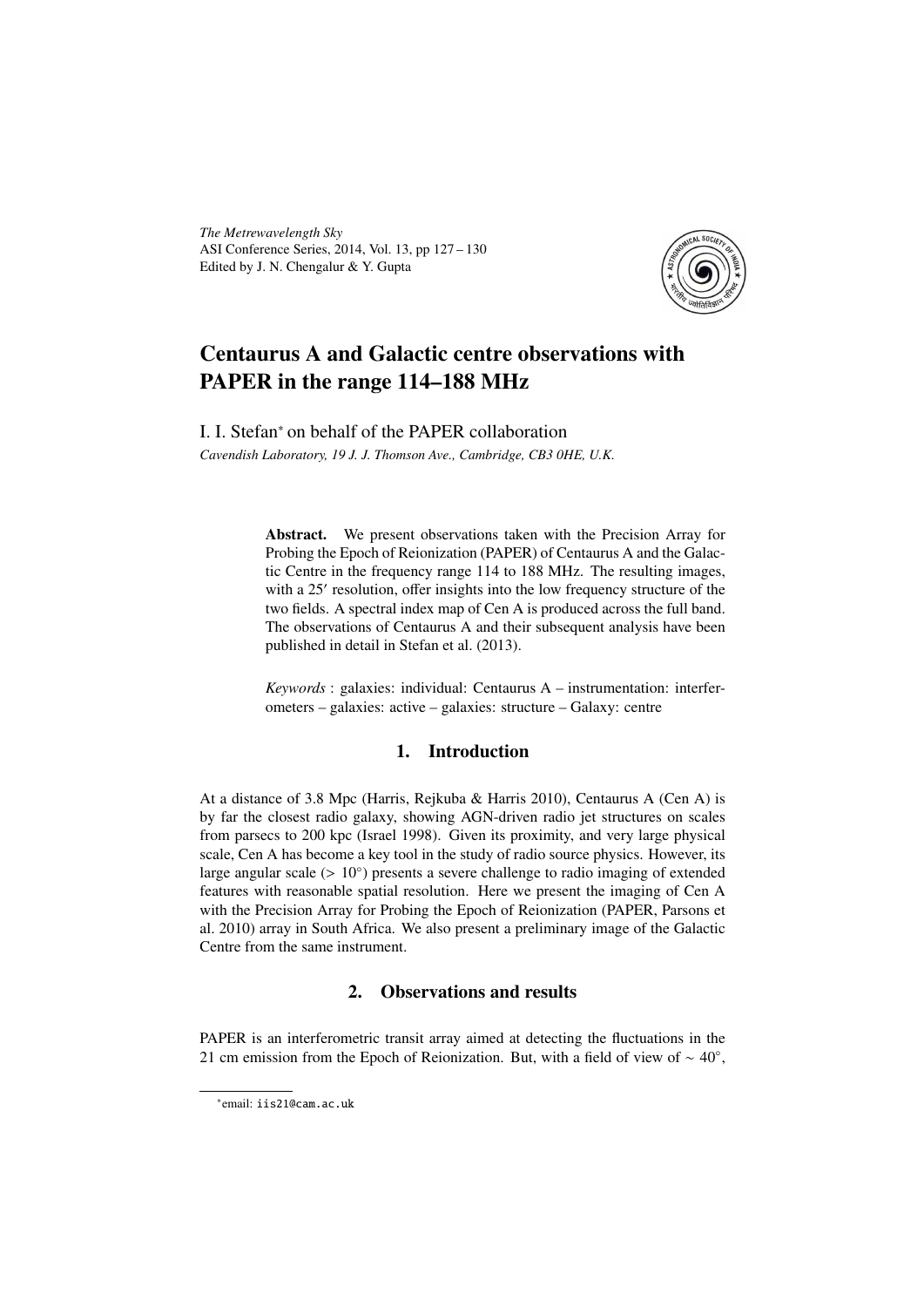# Centaurus A and Galactic centre observations with PAPER in the range 114–188 MHz

I. I. Stefan* on behalf of the PAPER collaboration

*Cavendish Laboratory, 19 J. J. Thomson Ave., Cambridge, CB3 0HE, U.K.*

**Abstract.** We present observations taken with the Precision Array for Probing the Epoch of Reionization (PAPER) of Centaurus A and the Galactic Centre in the frequency range 114 to 188 MHz. The resulting images, with a $25'$ resolution, offer insights into the low frequency structure of the two fields. A spectral index map of Cen A is produced across the full band. The observations of Centaurus A and their subsequent analysis have been published in detail in Stefan et al. (2013).

*Keywords* : galaxies: individual: Centaurus A – instrumentation: interferometers – galaxies: active – galaxies: structure – Galaxy: centre

## 1. Introduction

At a distance of 3.8 Mpc (Harris, Rejkuba & Harris 2010), Centaurus A (Cen A) is by far the closest radio galaxy, showing AGN-driven radio jet structures on scales from parsecs to 200 kpc (Israel 1998). Given its proximity, and very large physical scale, Cen A has become a key tool in the study of radio source physics. However, its large angular scale ($> 10^\circ$) presents a severe challenge to radio imaging of extended features with reasonable spatial resolution. Here we present the imaging of Cen A with the Precision Array for Probing the Epoch of Reionization (PAPER, Parsons et al. 2010) array in South Africa. We also present a preliminary image of the Galactic Centre from the same instrument.

## 2. Observations and results

PAPER is an interferometric transit array aimed at detecting the fluctuations in the 21 cm emission from the Epoch of Reionization. But, with a field of view of $\sim 40^\circ$,

*email: iis21@cam.ac.uk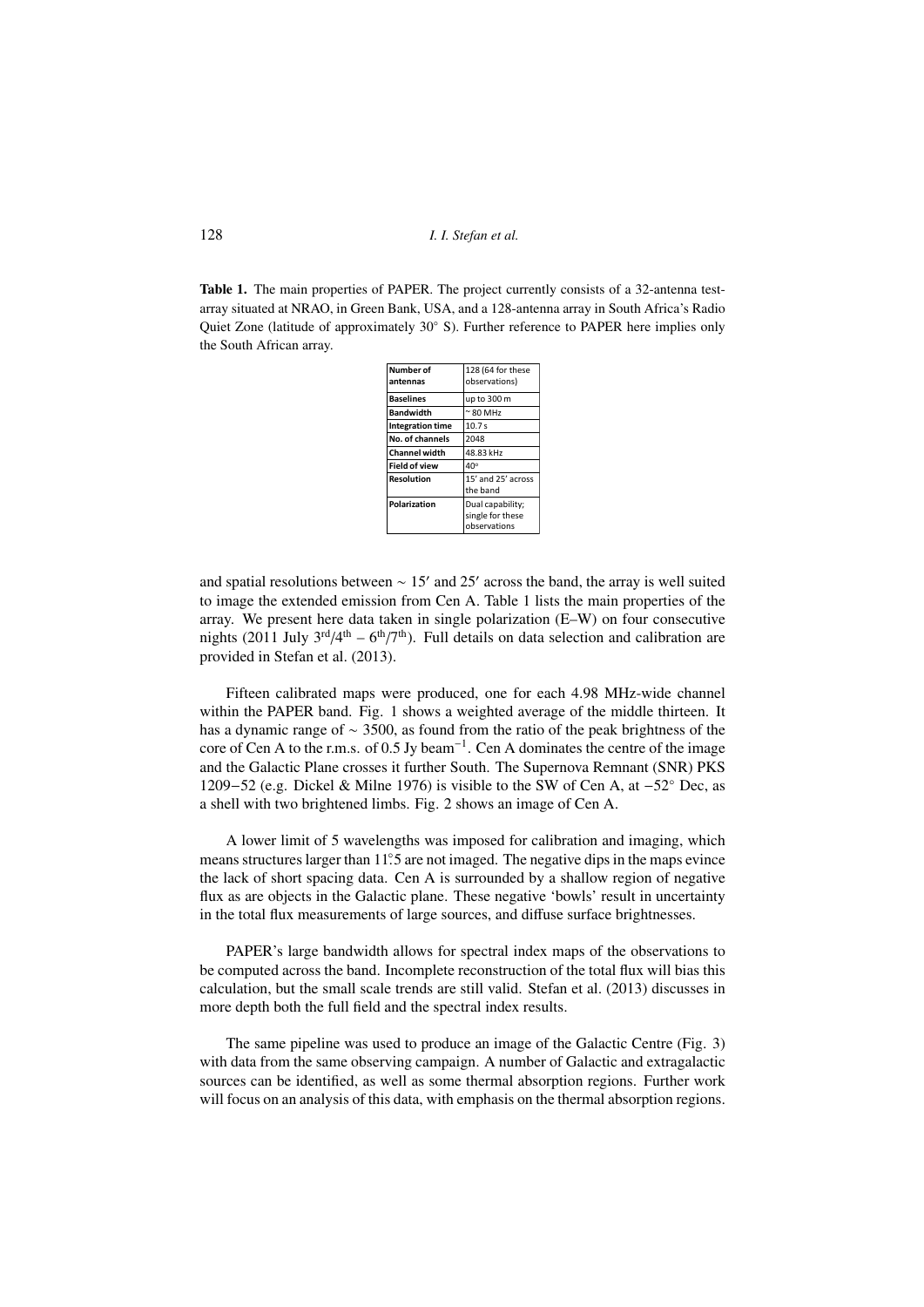**Table 1.** The main properties of PAPER. The project currently consists of a 32-antenna test-array situated at NRAO, in Green Bank, USA, and a 128-antenna array in South Africa's Radio Quiet Zone (latitude of approximately 30° S). Further reference to PAPER here implies only the South African array.

| | |
|---|---|
| **Number of antennas** | 128 (64 for these observations) |
| **Baselines** | up to 300 m |
| **Bandwidth** | ~ 80 MHz |
| **Integration time** | 10.7 s |
| **No. of channels** | 2048 |
| **Channel width** | 48.83 kHz |
| **Field of view** | 40° |
| **Resolution** | 15′ and 25′ across the band |
| **Polarization** | Dual capability; single for these observations |

and spatial resolutions between ∼ 15′ and 25′ across the band, the array is well suited to image the extended emission from Cen A. Table 1 lists the main properties of the array. We present here data taken in single polarization (E–W) on four consecutive nights (2011 July $3^{rd}/4^{th}$ – $6^{th}/7^{th}$). Full details on data selection and calibration are provided in Stefan et al. (2013).

Fifteen calibrated maps were produced, one for each 4.98 MHz-wide channel within the PAPER band. Fig. 1 shows a weighted average of the middle thirteen. It has a dynamic range of ∼ 3500, as found from the ratio of the peak brightness of the core of Cen A to the r.m.s. of 0.5 Jy beam$^{-1}$. Cen A dominates the centre of the image and the Galactic Plane crosses it further South. The Supernova Remnant (SNR) PKS 1209−52 (e.g. Dickel & Milne 1976) is visible to the SW of Cen A, at −52° Dec, as a shell with two brightened limbs. Fig. 2 shows an image of Cen A.

A lower limit of 5 wavelengths was imposed for calibration and imaging, which means structures larger than 11°.5 are not imaged. The negative dips in the maps evince the lack of short spacing data. Cen A is surrounded by a shallow region of negative flux as are objects in the Galactic plane. These negative 'bowls' result in uncertainty in the total flux measurements of large sources, and diffuse surface brightnesses.

PAPER's large bandwidth allows for spectral index maps of the observations to be computed across the band. Incomplete reconstruction of the total flux will bias this calculation, but the small scale trends are still valid. Stefan et al. (2013) discusses in more depth both the full field and the spectral index results.

The same pipeline was used to produce an image of the Galactic Centre (Fig. 3) with data from the same observing campaign. A number of Galactic and extragalactic sources can be identified, as well as some thermal absorption regions. Further work will focus on an analysis of this data, with emphasis on the thermal absorption regions.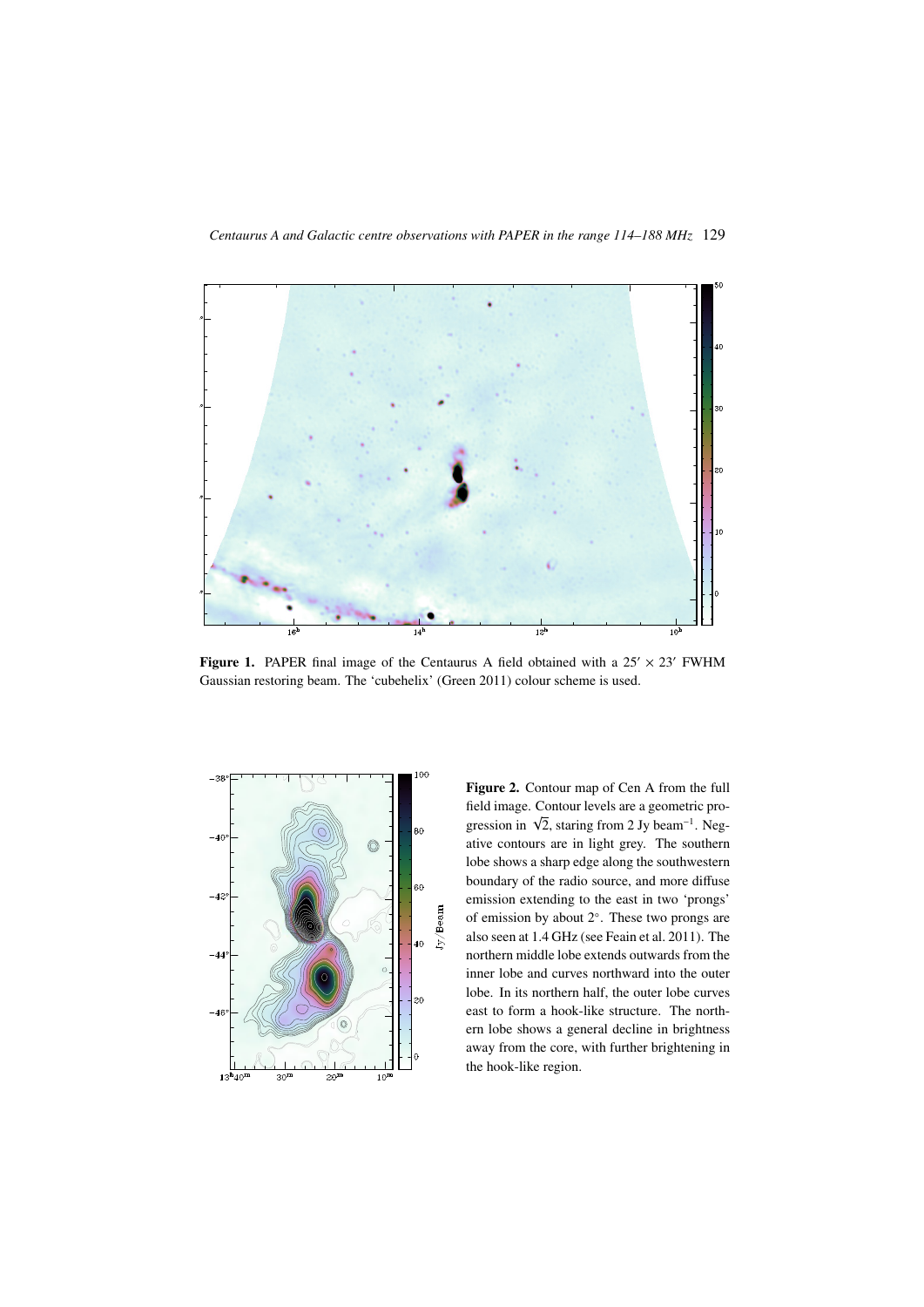**Figure 1.** PAPER final image of the Centaurus A field obtained with a $25' \times 23'$ FWHM Gaussian restoring beam. The 'cubehelix' (Green 2011) colour scheme is used.

**Figure 2.** Contour map of Cen A from the full field image. Contour levels are a geometric progression in $\sqrt{2}$, staring from 2 Jy beam$^{-1}$. Negative contours are in light grey. The southern lobe shows a sharp edge along the southwestern boundary of the radio source, and more diffuse emission extending to the east in two 'prongs' of emission by about $2^{\circ}$. These two prongs are also seen at 1.4 GHz (see Feain et al. 2011). The northern middle lobe extends outwards from the inner lobe and curves northward into the outer lobe. In its northern half, the outer lobe curves east to form a hook-like structure. The northern lobe shows a general decline in brightness away from the core, with further brightening in the hook-like region.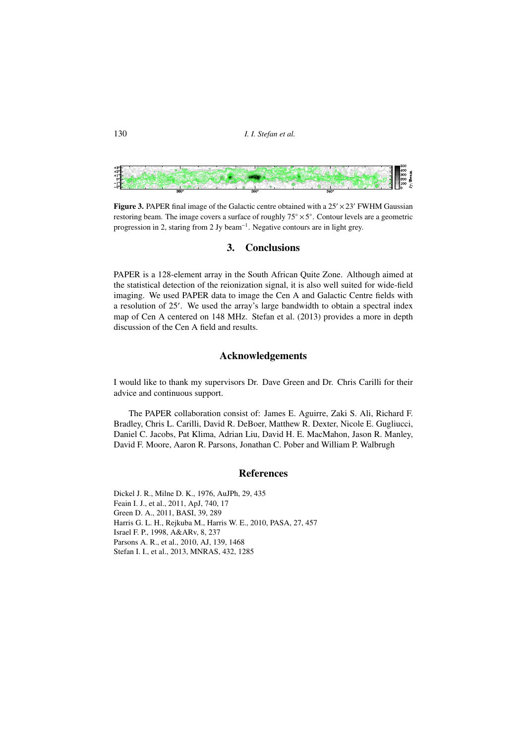**Figure 3.** PAPER final image of the Galactic centre obtained with a $25' \times 23'$ FWHM Gaussian restoring beam. The image covers a surface of roughly $75^\circ \times 5^\circ$. Contour levels are a geometric progression in 2, staring from 2 Jy beam$^{-1}$. Negative contours are in light grey.

## 3. Conclusions

PAPER is a 128-element array in the South African Quite Zone. Although aimed at the statistical detection of the reionization signal, it is also well suited for wide-field imaging. We used PAPER data to image the Cen A and Galactic Centre fields with a resolution of $25'$. We used the array's large bandwidth to obtain a spectral index map of Cen A centered on 148 MHz. Stefan et al. (2013) provides a more in depth discussion of the Cen A field and results.

## Acknowledgements

I would like to thank my supervisors Dr. Dave Green and Dr. Chris Carilli for their advice and continuous support.

The PAPER collaboration consist of: James E. Aguirre, Zaki S. Ali, Richard F. Bradley, Chris L. Carilli, David R. DeBoer, Matthew R. Dexter, Nicole E. Gugliucci, Daniel C. Jacobs, Pat Klima, Adrian Liu, David H. E. MacMahon, Jason R. Manley, David F. Moore, Aaron R. Parsons, Jonathan C. Pober and William P. Walbrugh

## References

Dickel J. R., Milne D. K., 1976, AuJPh, 29, 435
Feain I. J., et al., 2011, ApJ, 740, 17
Green D. A., 2011, BASI, 39, 289
Harris G. L. H., Rejkuba M., Harris W. E., 2010, PASA, 27, 457
Israel F. P., 1998, A&ARv, 8, 237
Parsons A. R., et al., 2010, AJ, 139, 1468
Stefan I. I., et al., 2013, MNRAS, 432, 1285